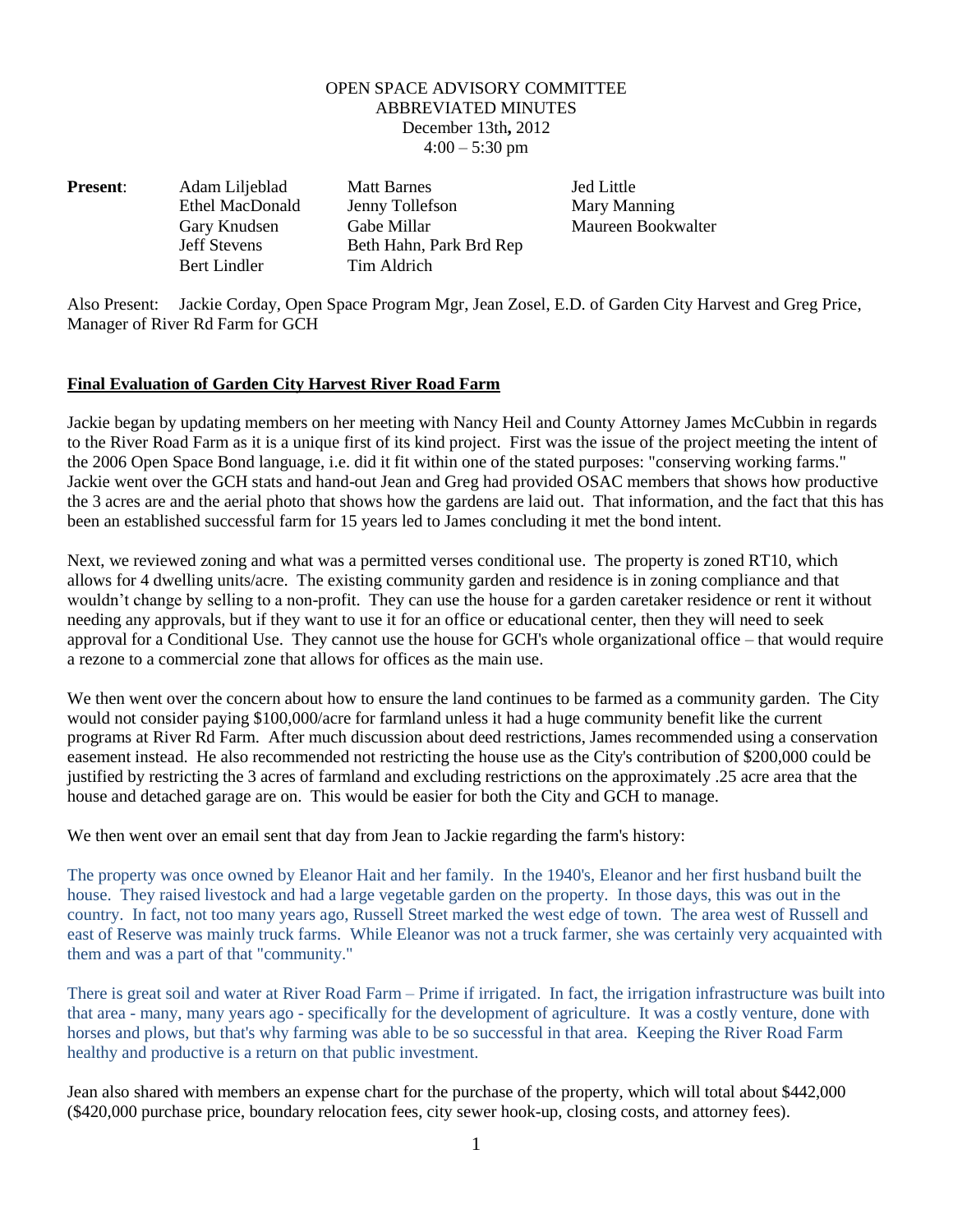# OPEN SPACE ADVISORY COMMITTEE
## ABBREVIATED MINUTES
December 13th**,** 2012
4:00 – 5:30 pm

| **Present**: | | | |
|---|---|---|---|
| | Adam Liljeblad | Matt Barnes | Jed Little |
| | Ethel MacDonald | Jenny Tollefson | Mary Manning |
| | Gary Knudsen | Gabe Millar | Maureen Bookwalter |
| | Jeff Stevens | Beth Hahn, Park Brd Rep | |
| | Bert Lindler | Tim Aldrich | |

Also Present: Jackie Corday, Open Space Program Mgr, Jean Zosel, E.D. of Garden City Harvest and Greg Price, Manager of River Rd Farm for GCH

**Final Evaluation of Garden City Harvest River Road Farm**

Jackie began by updating members on her meeting with Nancy Heil and County Attorney James McCubbin in regards to the River Road Farm as it is a unique first of its kind project. First was the issue of the project meeting the intent of the 2006 Open Space Bond language, i.e. did it fit within one of the stated purposes: "conserving working farms." Jackie went over the GCH stats and hand-out Jean and Greg had provided OSAC members that shows how productive the 3 acres are and the aerial photo that shows how the gardens are laid out. That information, and the fact that this has been an established successful farm for 15 years led to James concluding it met the bond intent.

Next, we reviewed zoning and what was a permitted verses conditional use. The property is zoned RT10, which allows for 4 dwelling units/acre. The existing community garden and residence is in zoning compliance and that wouldn't change by selling to a non-profit. They can use the house for a garden caretaker residence or rent it without needing any approvals, but if they want to use it for an office or educational center, then they will need to seek approval for a Conditional Use. They cannot use the house for GCH's whole organizational office – that would require a rezone to a commercial zone that allows for offices as the main use.

We then went over the concern about how to ensure the land continues to be farmed as a community garden. The City would not consider paying $100,000/acre for farmland unless it had a huge community benefit like the current programs at River Rd Farm. After much discussion about deed restrictions, James recommended using a conservation easement instead. He also recommended not restricting the house use as the City's contribution of $200,000 could be justified by restricting the 3 acres of farmland and excluding restrictions on the approximately .25 acre area that the house and detached garage are on. This would be easier for both the City and GCH to manage.

We then went over an email sent that day from Jean to Jackie regarding the farm's history:

The property was once owned by Eleanor Hait and her family. In the 1940's, Eleanor and her first husband built the house. They raised livestock and had a large vegetable garden on the property. In those days, this was out in the country. In fact, not too many years ago, Russell Street marked the west edge of town. The area west of Russell and east of Reserve was mainly truck farms. While Eleanor was not a truck farmer, she was certainly very acquainted with them and was a part of that "community."

There is great soil and water at River Road Farm – Prime if irrigated. In fact, the irrigation infrastructure was built into that area - many, many years ago - specifically for the development of agriculture. It was a costly venture, done with horses and plows, but that's why farming was able to be so successful in that area. Keeping the River Road Farm healthy and productive is a return on that public investment.

Jean also shared with members an expense chart for the purchase of the property, which will total about $442,000 ($420,000 purchase price, boundary relocation fees, city sewer hook-up, closing costs, and attorney fees).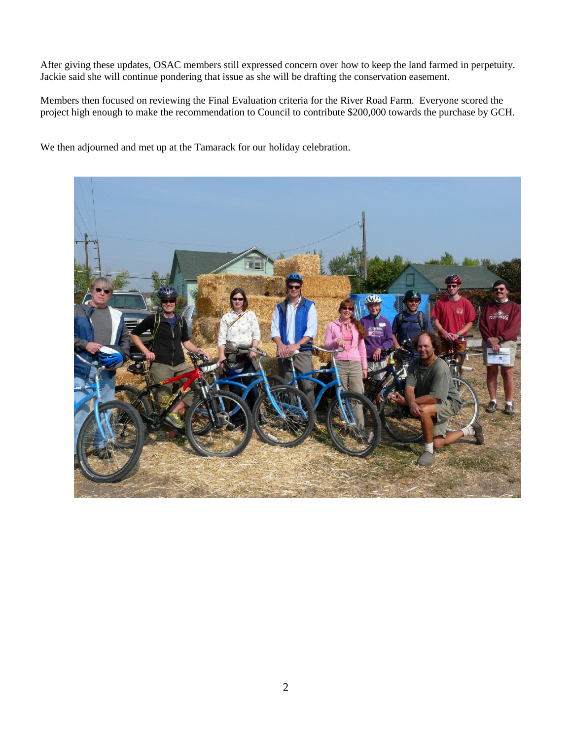After giving these updates, OSAC members still expressed concern over how to keep the land farmed in perpetuity. Jackie said she will continue pondering that issue as she will be drafting the conservation easement.

Members then focused on reviewing the Final Evaluation criteria for the River Road Farm. Everyone scored the project high enough to make the recommendation to Council to contribute $200,000 towards the purchase by GCH.

We then adjourned and met up at the Tamarack for our holiday celebration.